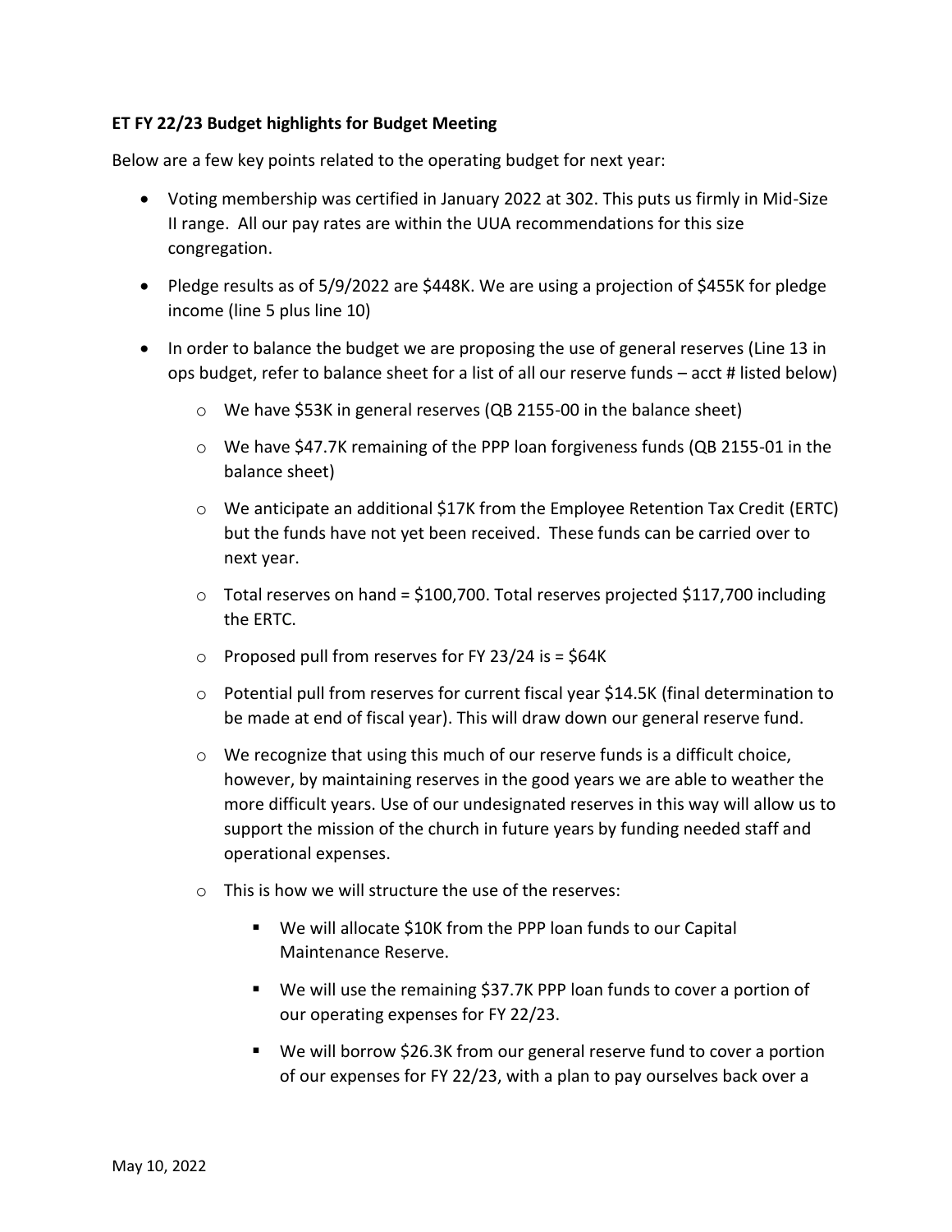**ET FY 22/23 Budget highlights for Budget Meeting**

Below are a few key points related to the operating budget for next year:

- Voting membership was certified in January 2022 at 302. This puts us firmly in Mid-Size II range. All our pay rates are within the UUA recommendations for this size congregation.
- Pledge results as of 5/9/2022 are $448K. We are using a projection of $455K for pledge income (line 5 plus line 10)
- In order to balance the budget we are proposing the use of general reserves (Line 13 in ops budget, refer to balance sheet for a list of all our reserve funds – acct # listed below)
    - We have $53K in general reserves (QB 2155-00 in the balance sheet)
    - We have $47.7K remaining of the PPP loan forgiveness funds (QB 2155-01 in the balance sheet)
    - We anticipate an additional $17K from the Employee Retention Tax Credit (ERTC) but the funds have not yet been received. These funds can be carried over to next year.
    - Total reserves on hand = $100,700. Total reserves projected $117,700 including the ERTC.
    - Proposed pull from reserves for FY 23/24 is = $64K
    - Potential pull from reserves for current fiscal year $14.5K (final determination to be made at end of fiscal year). This will draw down our general reserve fund.
    - We recognize that using this much of our reserve funds is a difficult choice, however, by maintaining reserves in the good years we are able to weather the more difficult years. Use of our undesignated reserves in this way will allow us to support the mission of the church in future years by funding needed staff and operational expenses.
    - This is how we will structure the use of the reserves:
        - We will allocate $10K from the PPP loan funds to our Capital Maintenance Reserve.
        - We will use the remaining $37.7K PPP loan funds to cover a portion of our operating expenses for FY 22/23.
        - We will borrow $26.3K from our general reserve fund to cover a portion of our expenses for FY 22/23, with a plan to pay ourselves back over a

May 10, 2022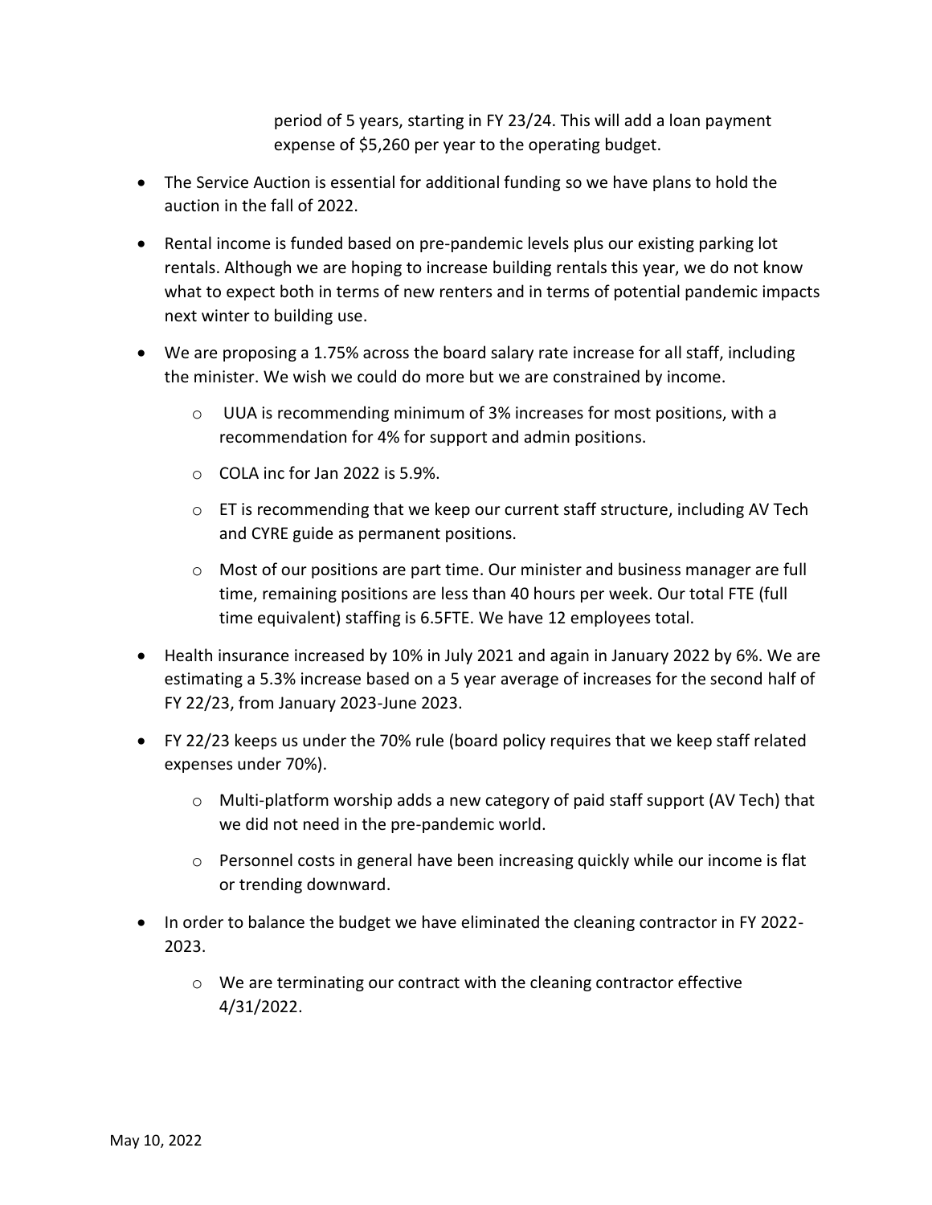period of 5 years, starting in FY 23/24. This will add a loan payment expense of $5,260 per year to the operating budget.

- The Service Auction is essential for additional funding so we have plans to hold the auction in the fall of 2022.
- Rental income is funded based on pre-pandemic levels plus our existing parking lot rentals. Although we are hoping to increase building rentals this year, we do not know what to expect both in terms of new renters and in terms of potential pandemic impacts next winter to building use.
- We are proposing a 1.75% across the board salary rate increase for all staff, including the minister. We wish we could do more but we are constrained by income.
  - UUA is recommending minimum of 3% increases for most positions, with a recommendation for 4% for support and admin positions.
  - COLA inc for Jan 2022 is 5.9%.
  - ET is recommending that we keep our current staff structure, including AV Tech and CYRE guide as permanent positions.
  - Most of our positions are part time. Our minister and business manager are full time, remaining positions are less than 40 hours per week. Our total FTE (full time equivalent) staffing is 6.5FTE. We have 12 employees total.
- Health insurance increased by 10% in July 2021 and again in January 2022 by 6%. We are estimating a 5.3% increase based on a 5 year average of increases for the second half of FY 22/23, from January 2023-June 2023.
- FY 22/23 keeps us under the 70% rule (board policy requires that we keep staff related expenses under 70%).
  - Multi-platform worship adds a new category of paid staff support (AV Tech) that we did not need in the pre-pandemic world.
  - Personnel costs in general have been increasing quickly while our income is flat or trending downward.
- In order to balance the budget we have eliminated the cleaning contractor in FY 2022-2023.
  - We are terminating our contract with the cleaning contractor effective 4/31/2022.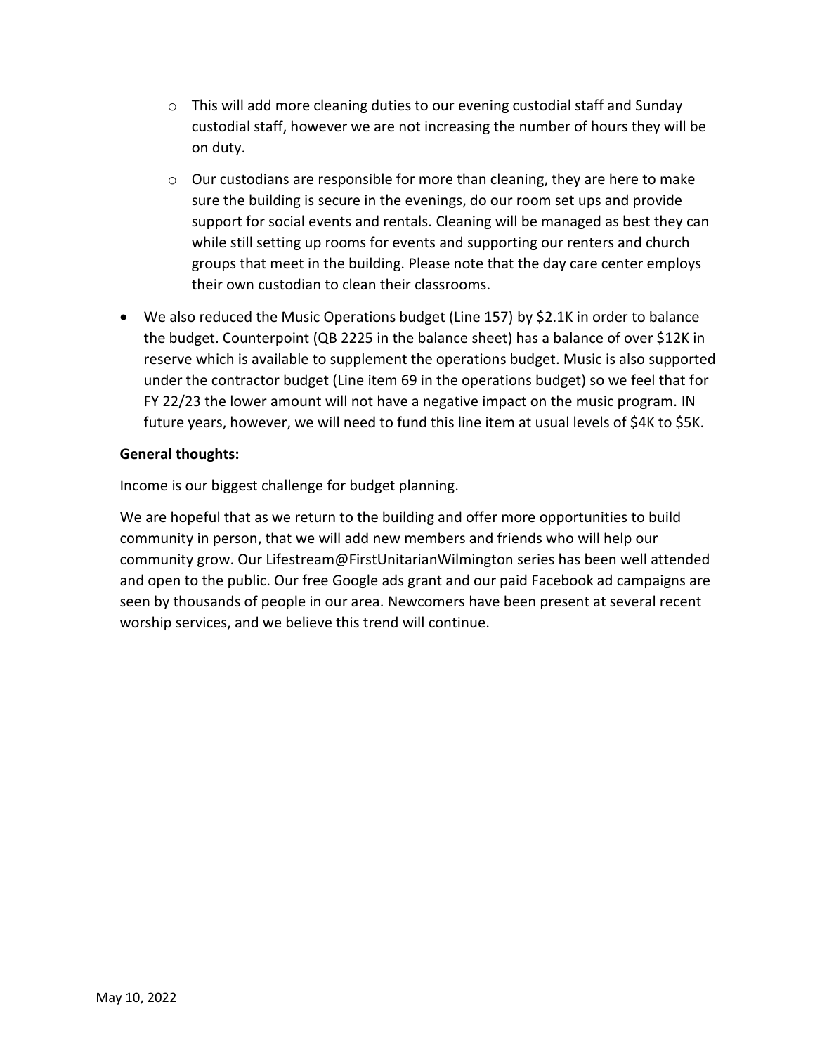- This will add more cleaning duties to our evening custodial staff and Sunday custodial staff, however we are not increasing the number of hours they will be on duty.
- Our custodians are responsible for more than cleaning, they are here to make sure the building is secure in the evenings, do our room set ups and provide support for social events and rentals. Cleaning will be managed as best they can while still setting up rooms for events and supporting our renters and church groups that meet in the building. Please note that the day care center employs their own custodian to clean their classrooms.

- We also reduced the Music Operations budget (Line 157) by $2.1K in order to balance the budget. Counterpoint (QB 2225 in the balance sheet) has a balance of over $12K in reserve which is available to supplement the operations budget. Music is also supported under the contractor budget (Line item 69 in the operations budget) so we feel that for FY 22/23 the lower amount will not have a negative impact on the music program. IN future years, however, we will need to fund this line item at usual levels of $4K to $5K.

**General thoughts:**

Income is our biggest challenge for budget planning.

We are hopeful that as we return to the building and offer more opportunities to build community in person, that we will add new members and friends who will help our community grow. Our Lifestream@FirstUnitarianWilmington series has been well attended and open to the public. Our free Google ads grant and our paid Facebook ad campaigns are seen by thousands of people in our area. Newcomers have been present at several recent worship services, and we believe this trend will continue.

May 10, 2022